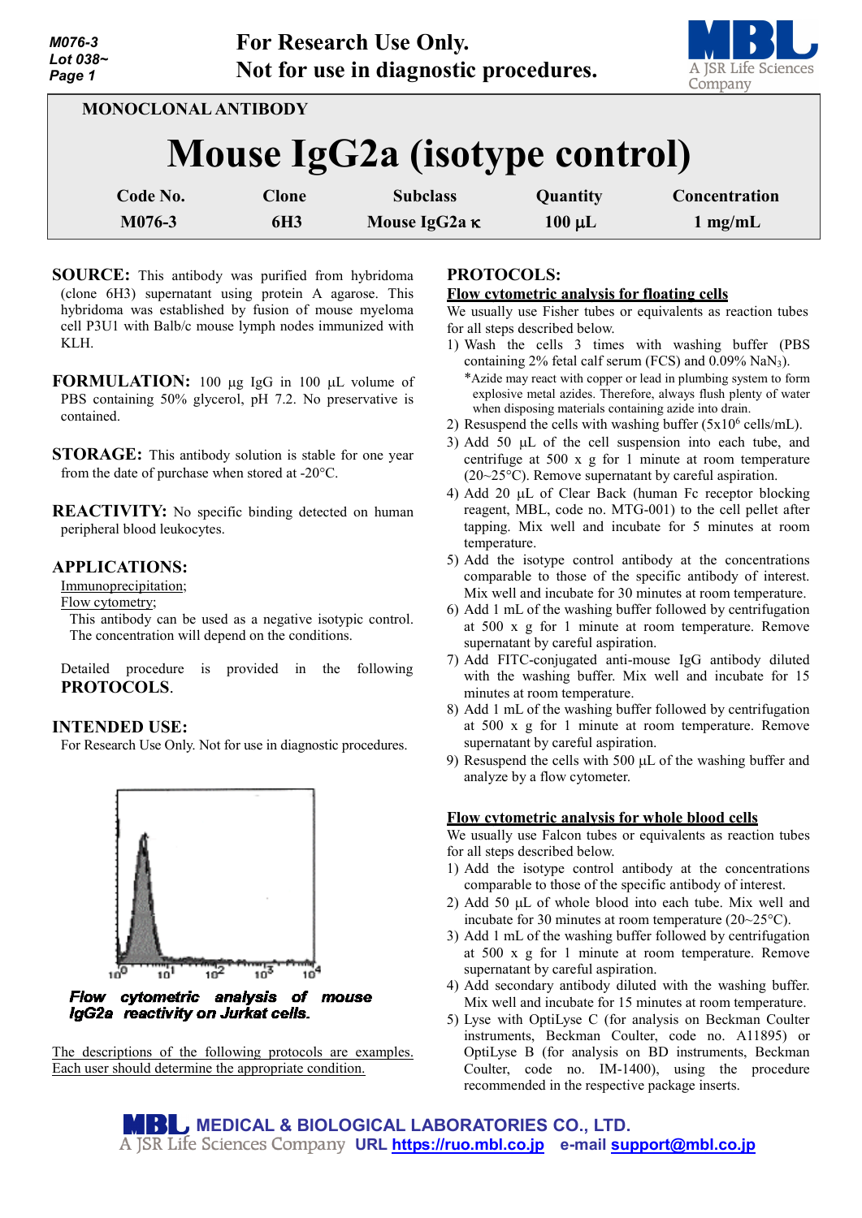For Research Use Only.
Not for use in diagnostic procedures.

M076-3
Lot 038~

MONOCLONAL ANTIBODY

# Mouse IgG2a (isotype control)

| Code No. | Clone | Subclass | Quantity | Concentration |
|---|---|---|---|---|
| M076-3 | 6H3 | Mouse IgG2a κ | 100 µL | 1 mg/mL |

**SOURCE:** This antibody was purified from hybridoma (clone 6H3) supernatant using protein A agarose. This hybridoma was established by fusion of mouse myeloma cell P3U1 with Balb/c mouse lymph nodes immunized with KLH.

**FORMULATION:** 100 µg IgG in 100 µL volume of PBS containing 50% glycerol, pH 7.2. No preservative is contained.

**STORAGE:** This antibody solution is stable for one year from the date of purchase when stored at -20°C.

**REACTIVITY:** No specific binding detected on human peripheral blood leukocytes.

**APPLICATIONS:**

Immunoprecipitation;
Flow cytometry;
This antibody can be used as a negative isotypic control. The concentration will depend on the conditions.

Detailed procedure is provided in the following **PROTOCOLS**.

**INTENDED USE:**

For Research Use Only. Not for use in diagnostic procedures.

***Flow cytometric analysis of mouse IgG2a reactivity on Jurkat cells.***

The descriptions of the following protocols are examples. Each user should determine the appropriate condition.

## PROTOCOLS:

### Flow cytometric analysis for floating cells

We usually use Fisher tubes or equivalents as reaction tubes for all steps described below.

1) Wash the cells 3 times with washing buffer (PBS containing 2% fetal calf serum (FCS) and 0.09% $NaN_3$).
   *Azide may react with copper or lead in plumbing system to form explosive metal azides. Therefore, always flush plenty of water when disposing materials containing azide into drain.
2) Resuspend the cells with washing buffer ($5x10^6$ cells/mL).
3) Add 50 µL of the cell suspension into each tube, and centrifuge at 500 x g for 1 minute at room temperature (20~25°C). Remove supernatant by careful aspiration.
4) Add 20 µL of Clear Back (human Fc receptor blocking reagent, MBL, code no. MTG-001) to the cell pellet after tapping. Mix well and incubate for 5 minutes at room temperature.
5) Add the isotype control antibody at the concentrations comparable to those of the specific antibody of interest. Mix well and incubate for 30 minutes at room temperature.
6) Add 1 mL of the washing buffer followed by centrifugation at 500 x g for 1 minute at room temperature. Remove supernatant by careful aspiration.
7) Add FITC-conjugated anti-mouse IgG antibody diluted with the washing buffer. Mix well and incubate for 15 minutes at room temperature.
8) Add 1 mL of the washing buffer followed by centrifugation at 500 x g for 1 minute at room temperature. Remove supernatant by careful aspiration.
9) Resuspend the cells with 500 µL of the washing buffer and analyze by a flow cytometer.

### Flow cytometric analysis for whole blood cells

We usually use Falcon tubes or equivalents as reaction tubes for all steps described below.

1) Add the isotype control antibody at the concentrations comparable to those of the specific antibody of interest.
2) Add 50 µL of whole blood into each tube. Mix well and incubate for 30 minutes at room temperature (20~25°C).
3) Add 1 mL of the washing buffer followed by centrifugation at 500 x g for 1 minute at room temperature. Remove supernatant by careful aspiration.
4) Add secondary antibody diluted with the washing buffer. Mix well and incubate for 15 minutes at room temperature.
5) Lyse with OptiLyse C (for analysis on Beckman Coulter instruments, Beckman Coulter, code no. A11895) or OptiLyse B (for analysis on BD instruments, Beckman Coulter, code no. IM-1400), using the procedure recommended in the respective package inserts.

MEDICAL & BIOLOGICAL LABORATORIES CO., LTD.
A JSR Life Sciences Company URL https://ruo.mbl.co.jp e-mail support@mbl.co.jp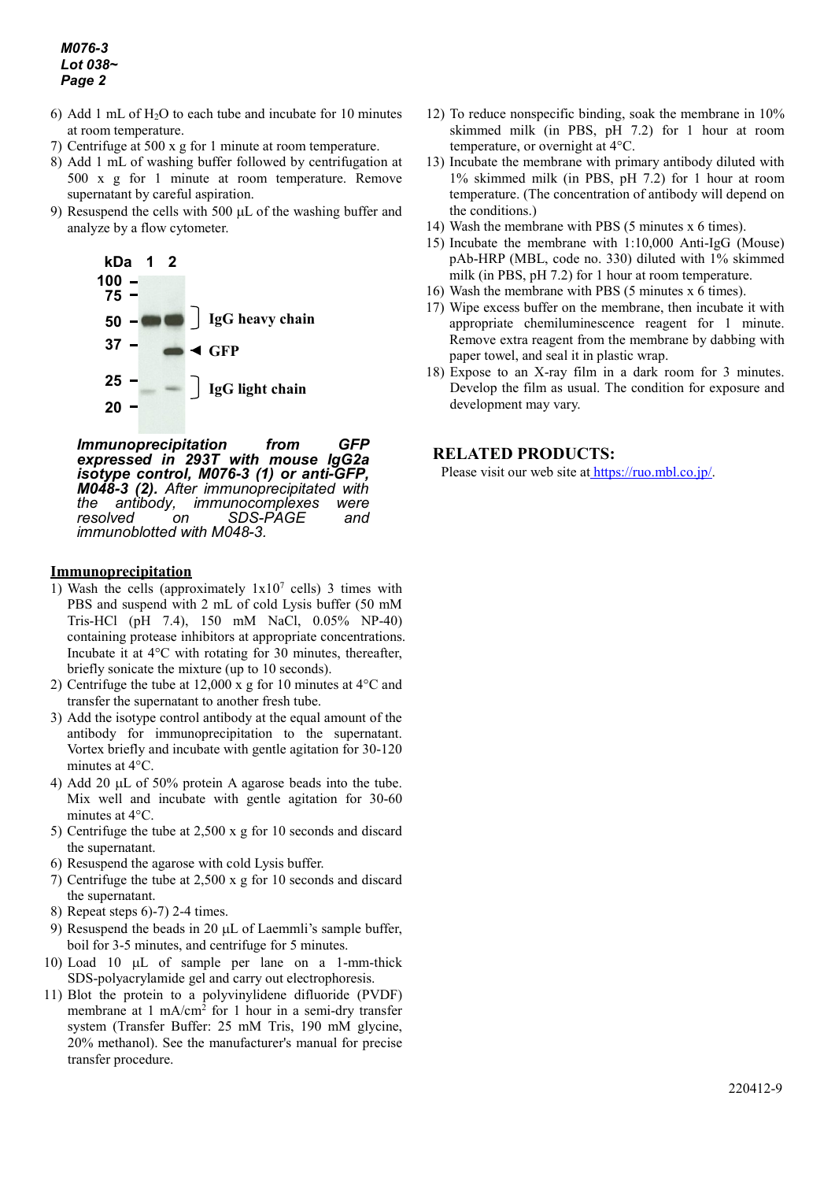6) Add 1 mL of $H_2O$ to each tube and incubate for 10 minutes at room temperature.
7) Centrifuge at 500 x g for 1 minute at room temperature.
8) Add 1 mL of washing buffer followed by centrifugation at 500 x g for 1 minute at room temperature. Remove supernatant by careful aspiration.
9) Resuspend the cells with 500 µL of the washing buffer and analyze by a flow cytometer.

kDa 1 2
100
75
50
37
25
20
IgG heavy chain
GFP
IgG light chain

***Immunoprecipitation from GFP expressed in 293T with mouse IgG2a isotype control, M076-3 (1) or anti-GFP, M048-3 (2).*** *After immunoprecipitated with the antibody, immunocomplexes were resolved on SDS-PAGE and immunoblotted with M048-3.*

## Immunoprecipitation

1) Wash the cells (approximately $1 \times 10^7$ cells) 3 times with PBS and suspend with 2 mL of cold Lysis buffer (50 mM Tris-HCl (pH 7.4), 150 mM NaCl, 0.05% NP-40) containing protease inhibitors at appropriate concentrations. Incubate it at 4°C with rotating for 30 minutes, thereafter, briefly sonicate the mixture (up to 10 seconds).
2) Centrifuge the tube at 12,000 x g for 10 minutes at 4°C and transfer the supernatant to another fresh tube.
3) Add the isotype control antibody at the equal amount of the antibody for immunoprecipitation to the supernatant. Vortex briefly and incubate with gentle agitation for 30-120 minutes at 4°C.
4) Add 20 µL of 50% protein A agarose beads into the tube. Mix well and incubate with gentle agitation for 30-60 minutes at 4°C.
5) Centrifuge the tube at 2,500 x g for 10 seconds and discard the supernatant.
6) Resuspend the agarose with cold Lysis buffer.
7) Centrifuge the tube at 2,500 x g for 10 seconds and discard the supernatant.
8) Repeat steps 6)-7) 2-4 times.
9) Resuspend the beads in 20 µL of Laemmli's sample buffer, boil for 3-5 minutes, and centrifuge for 5 minutes.
10) Load 10 µL of sample per lane on a 1-mm-thick SDS-polyacrylamide gel and carry out electrophoresis.
11) Blot the protein to a polyvinylidene difluoride (PVDF) membrane at 1 mA/$cm^2$ for 1 hour in a semi-dry transfer system (Transfer Buffer: 25 mM Tris, 190 mM glycine, 20% methanol). See the manufacturer's manual for precise transfer procedure.
12) To reduce nonspecific binding, soak the membrane in 10% skimmed milk (in PBS, pH 7.2) for 1 hour at room temperature, or overnight at 4°C.
13) Incubate the membrane with primary antibody diluted with 1% skimmed milk (in PBS, pH 7.2) for 1 hour at room temperature. (The concentration of antibody will depend on the conditions.)
14) Wash the membrane with PBS (5 minutes x 6 times).
15) Incubate the membrane with 1:10,000 Anti-IgG (Mouse) pAb-HRP (MBL, code no. 330) diluted with 1% skimmed milk (in PBS, pH 7.2) for 1 hour at room temperature.
16) Wash the membrane with PBS (5 minutes x 6 times).
17) Wipe excess buffer on the membrane, then incubate it with appropriate chemiluminescence reagent for 1 minute. Remove extra reagent from the membrane by dabbing with paper towel, and seal it in plastic wrap.
18) Expose to an X-ray film in a dark room for 3 minutes. Develop the film as usual. The condition for exposure and development may vary.

## RELATED PRODUCTS:

Please visit our web site at https://ruo.mbl.co.jp/.

220412-9